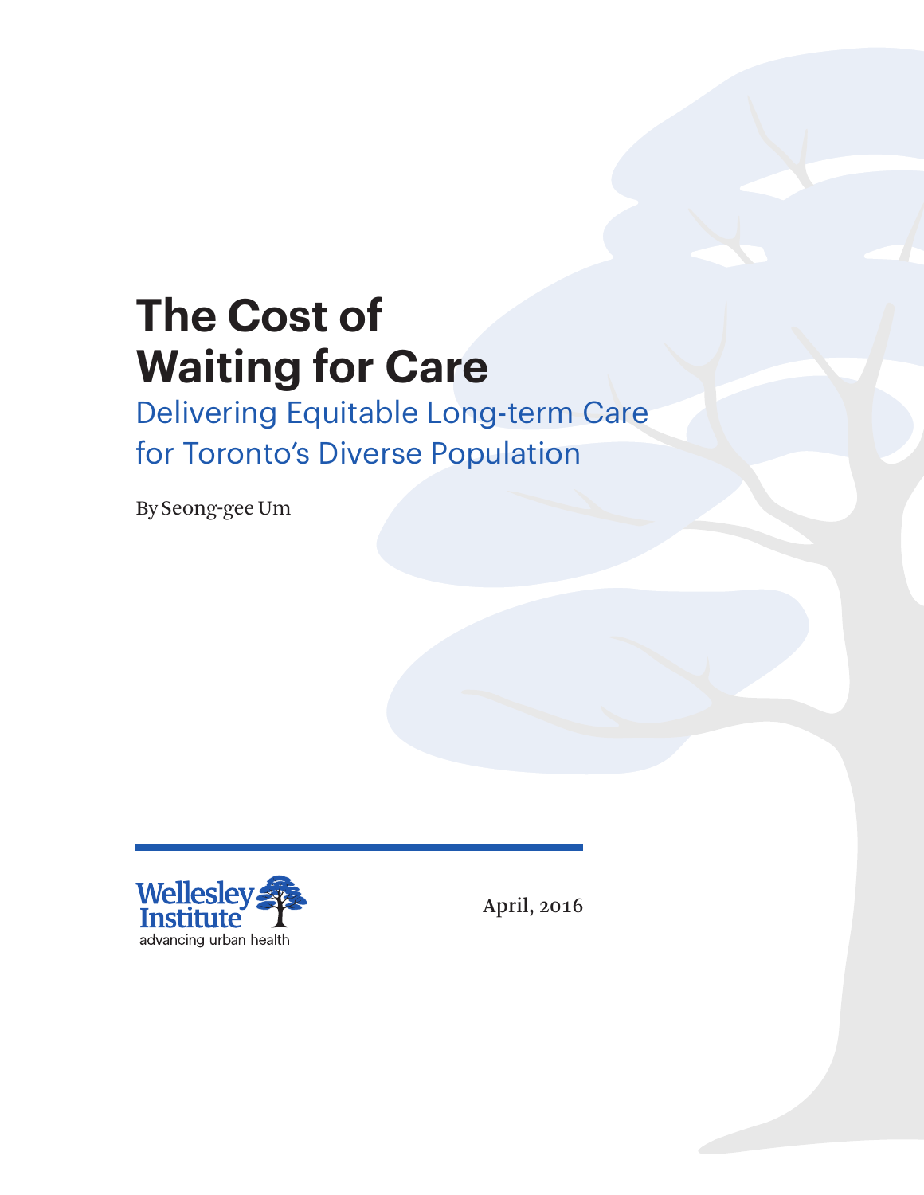# The Cost of Waiting for Care

## Delivering Equitable Long-term Care for Toronto's Diverse Population

By Seong-gee Um

Wellesley Institute
advancing urban health

April, 2016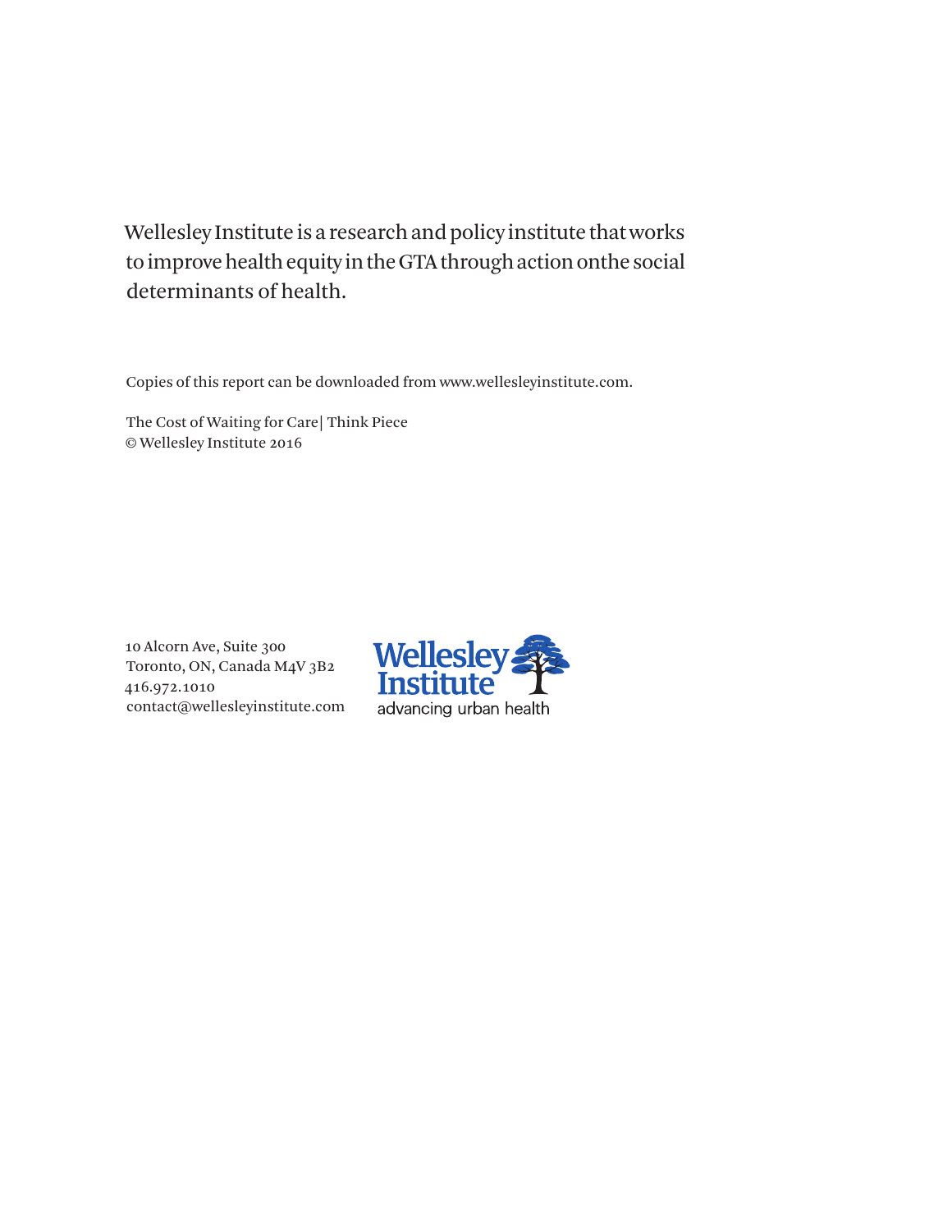Wellesley Institute is a research and policy institute that works to improve health equity in the GTA through action onthe social determinants of health.

Copies of this report can be downloaded from www.wellesleyinstitute.com.

The Cost of Waiting for Care| Think Piece
© Wellesley Institute 2016

10 Alcorn Ave, Suite 300
Toronto, ON, Canada M4V 3B2
416.972.1010
contact@wellesleyinstitute.com

Wellesley Institute
advancing urban health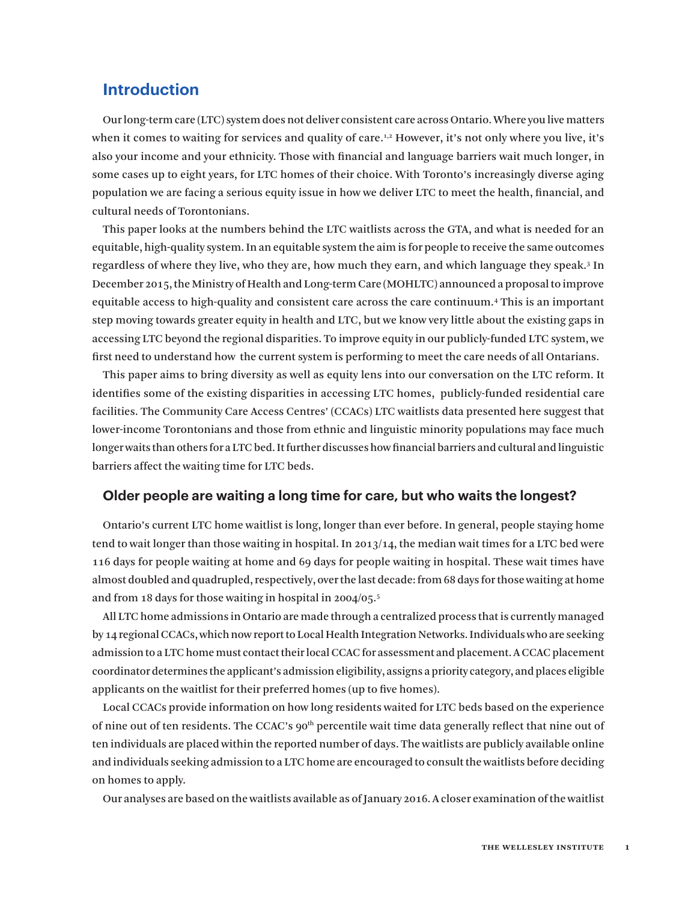## Introduction

Our long-term care (LTC) system does not deliver consistent care across Ontario. Where you live matters when it comes to waiting for services and quality of care.[1,2] However, it's not only where you live, it's also your income and your ethnicity. Those with financial and language barriers wait much longer, in some cases up to eight years, for LTC homes of their choice. With Toronto's increasingly diverse aging population we are facing a serious equity issue in how we deliver LTC to meet the health, financial, and cultural needs of Torontonians.

This paper looks at the numbers behind the LTC waitlists across the GTA, and what is needed for an equitable, high-quality system. In an equitable system the aim is for people to receive the same outcomes regardless of where they live, who they are, how much they earn, and which language they speak.[3] In December 2015, the Ministry of Health and Long-term Care (MOHLTC) announced a proposal to improve equitable access to high-quality and consistent care across the care continuum.[4] This is an important step moving towards greater equity in health and LTC, but we know very little about the existing gaps in accessing LTC beyond the regional disparities. To improve equity in our publicly-funded LTC system, we first need to understand how the current system is performing to meet the care needs of all Ontarians.

This paper aims to bring diversity as well as equity lens into our conversation on the LTC reform. It identifies some of the existing disparities in accessing LTC homes, publicly-funded residential care facilities. The Community Care Access Centres' (CCACs) LTC waitlists data presented here suggest that lower-income Torontonians and those from ethnic and linguistic minority populations may face much longer waits than others for a LTC bed. It further discusses how financial barriers and cultural and linguistic barriers affect the waiting time for LTC beds.

### Older people are waiting a long time for care, but who waits the longest?

Ontario's current LTC home waitlist is long, longer than ever before. In general, people staying home tend to wait longer than those waiting in hospital. In 2013/14, the median wait times for a LTC bed were 116 days for people waiting at home and 69 days for people waiting in hospital. These wait times have almost doubled and quadrupled, respectively, over the last decade: from 68 days for those waiting at home and from 18 days for those waiting in hospital in 2004/05.[5]

All LTC home admissions in Ontario are made through a centralized process that is currently managed by 14 regional CCACs, which now report to Local Health Integration Networks. Individuals who are seeking admission to a LTC home must contact their local CCAC for assessment and placement. A CCAC placement coordinator determines the applicant's admission eligibility, assigns a priority category, and places eligible applicants on the waitlist for their preferred homes (up to five homes).

Local CCACs provide information on how long residents waited for LTC beds based on the experience of nine out of ten residents. The CCAC's 90$^{th}$ percentile wait time data generally reflect that nine out of ten individuals are placed within the reported number of days. The waitlists are publicly available online and individuals seeking admission to a LTC home are encouraged to consult the waitlists before deciding on homes to apply.

Our analyses are based on the waitlists available as of January 2016. A closer examination of the waitlist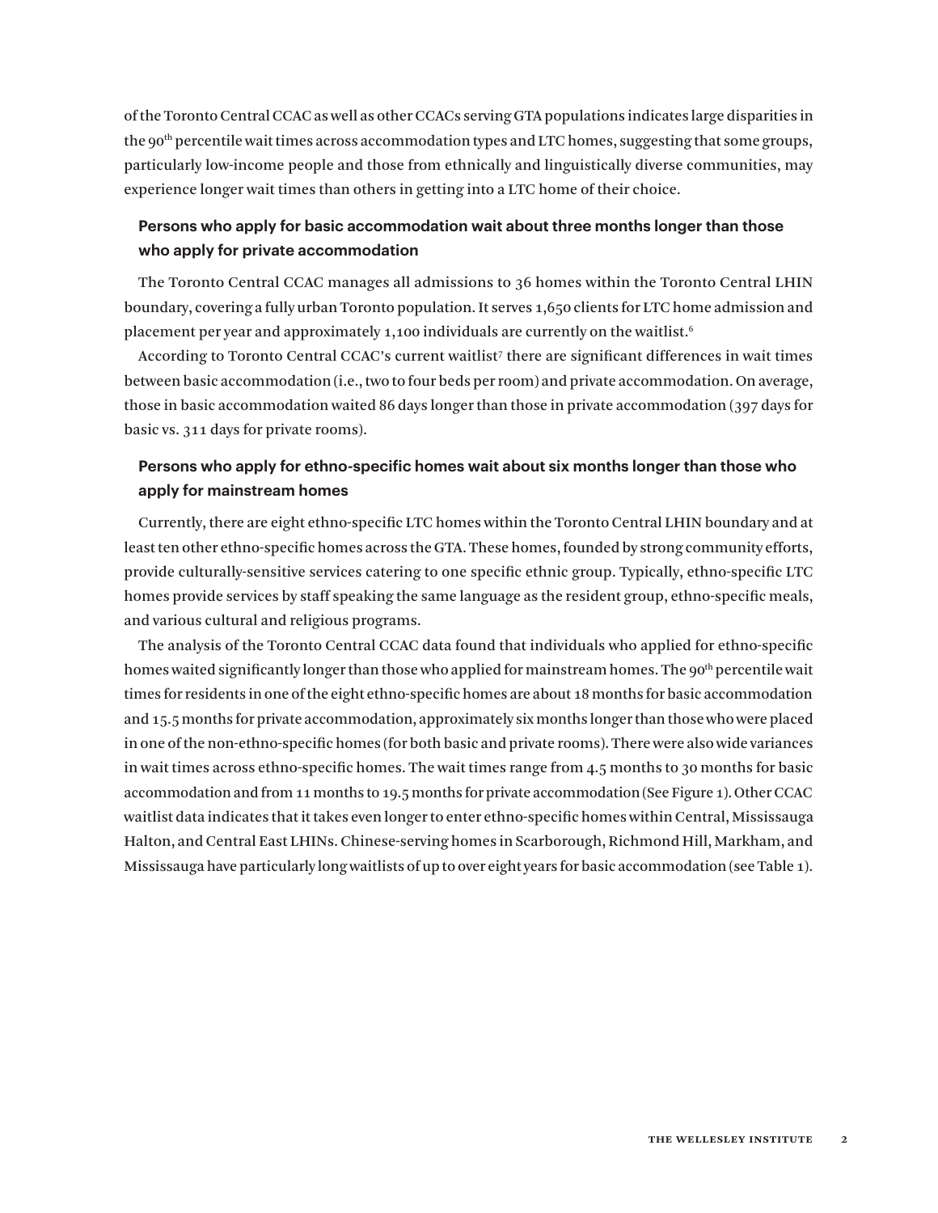of the Toronto Central CCAC as well as other CCACs serving GTA populations indicates large disparities in the 90th percentile wait times across accommodation types and LTC homes, suggesting that some groups, particularly low-income people and those from ethnically and linguistically diverse communities, may experience longer wait times than others in getting into a LTC home of their choice.

### Persons who apply for basic accommodation wait about three months longer than those who apply for private accommodation

The Toronto Central CCAC manages all admissions to 36 homes within the Toronto Central LHIN boundary, covering a fully urban Toronto population. It serves 1,650 clients for LTC home admission and placement per year and approximately 1,100 individuals are currently on the waitlist.[6]

According to Toronto Central CCAC's current waitlist[7] there are significant differences in wait times between basic accommodation (i.e., two to four beds per room) and private accommodation. On average, those in basic accommodation waited 86 days longer than those in private accommodation (397 days for basic vs. 311 days for private rooms).

### Persons who apply for ethno-specific homes wait about six months longer than those who apply for mainstream homes

Currently, there are eight ethno-specific LTC homes within the Toronto Central LHIN boundary and at least ten other ethno-specific homes across the GTA. These homes, founded by strong community efforts, provide culturally-sensitive services catering to one specific ethnic group. Typically, ethno-specific LTC homes provide services by staff speaking the same language as the resident group, ethno-specific meals, and various cultural and religious programs.

The analysis of the Toronto Central CCAC data found that individuals who applied for ethno-specific homes waited significantly longer than those who applied for mainstream homes. The 90th percentile wait times for residents in one of the eight ethno-specific homes are about 18 months for basic accommodation and 15.5 months for private accommodation, approximately six months longer than those who were placed in one of the non-ethno-specific homes (for both basic and private rooms). There were also wide variances in wait times across ethno-specific homes. The wait times range from 4.5 months to 30 months for basic accommodation and from 11 months to 19.5 months for private accommodation (See Figure 1). Other CCAC waitlist data indicates that it takes even longer to enter ethno-specific homes within Central, Mississauga Halton, and Central East LHINs. Chinese-serving homes in Scarborough, Richmond Hill, Markham, and Mississauga have particularly long waitlists of up to over eight years for basic accommodation (see Table 1).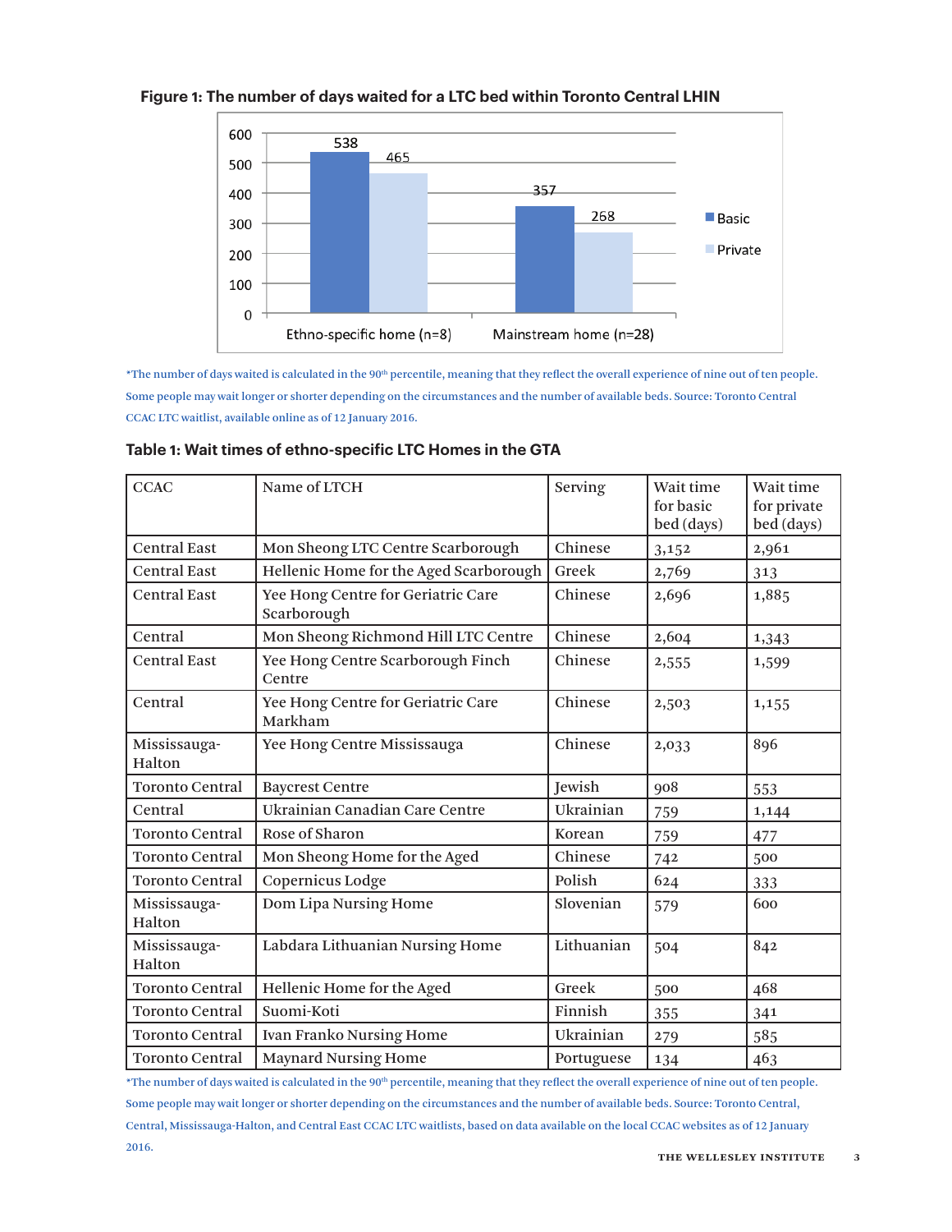**Figure 1: The number of days waited for a LTC bed within Toronto Central LHIN**

*The number of days waited is calculated in the 90th percentile, meaning that they reflect the overall experience of nine out of ten people. Some people may wait longer or shorter depending on the circumstances and the number of available beds. Source: Toronto Central CCAC LTC waitlist, available online as of 12 January 2016.

**Table 1: Wait times of ethno-specific LTC Homes in the GTA**

| CCAC | Name of LTCH | Serving | Wait time for basic bed (days) | Wait time for private bed (days) |
|---|---|---|---|---|
| Central East | Mon Sheong LTC Centre Scarborough | Chinese | 3,152 | 2,961 |
| Central East | Hellenic Home for the Aged Scarborough | Greek | 2,769 | 313 |
| Central East | Yee Hong Centre for Geriatric Care Scarborough | Chinese | 2,696 | 1,885 |
| Central | Mon Sheong Richmond Hill LTC Centre | Chinese | 2,604 | 1,343 |
| Central East | Yee Hong Centre Scarborough Finch Centre | Chinese | 2,555 | 1,599 |
| Central | Yee Hong Centre for Geriatric Care Markham | Chinese | 2,503 | 1,155 |
| Mississauga-Halton | Yee Hong Centre Mississauga | Chinese | 2,033 | 896 |
| Toronto Central | Baycrest Centre | Jewish | 908 | 553 |
| Central | Ukrainian Canadian Care Centre | Ukrainian | 759 | 1,144 |
| Toronto Central | Rose of Sharon | Korean | 759 | 477 |
| Toronto Central | Mon Sheong Home for the Aged | Chinese | 742 | 500 |
| Toronto Central | Copernicus Lodge | Polish | 624 | 333 |
| Mississauga-Halton | Dom Lipa Nursing Home | Slovenian | 579 | 600 |
| Mississauga-Halton | Labdara Lithuanian Nursing Home | Lithuanian | 504 | 842 |
| Toronto Central | Hellenic Home for the Aged | Greek | 500 | 468 |
| Toronto Central | Suomi-Koti | Finnish | 355 | 341 |
| Toronto Central | Ivan Franko Nursing Home | Ukrainian | 279 | 585 |
| Toronto Central | Maynard Nursing Home | Portuguese | 134 | 463 |

*The number of days waited is calculated in the 90th percentile, meaning that they reflect the overall experience of nine out of ten people. Some people may wait longer or shorter depending on the circumstances and the number of available beds. Source: Toronto Central, Central, Mississauga-Halton, and Central East CCAC LTC waitlists, based on data available on the local CCAC websites as of 12 January 2016.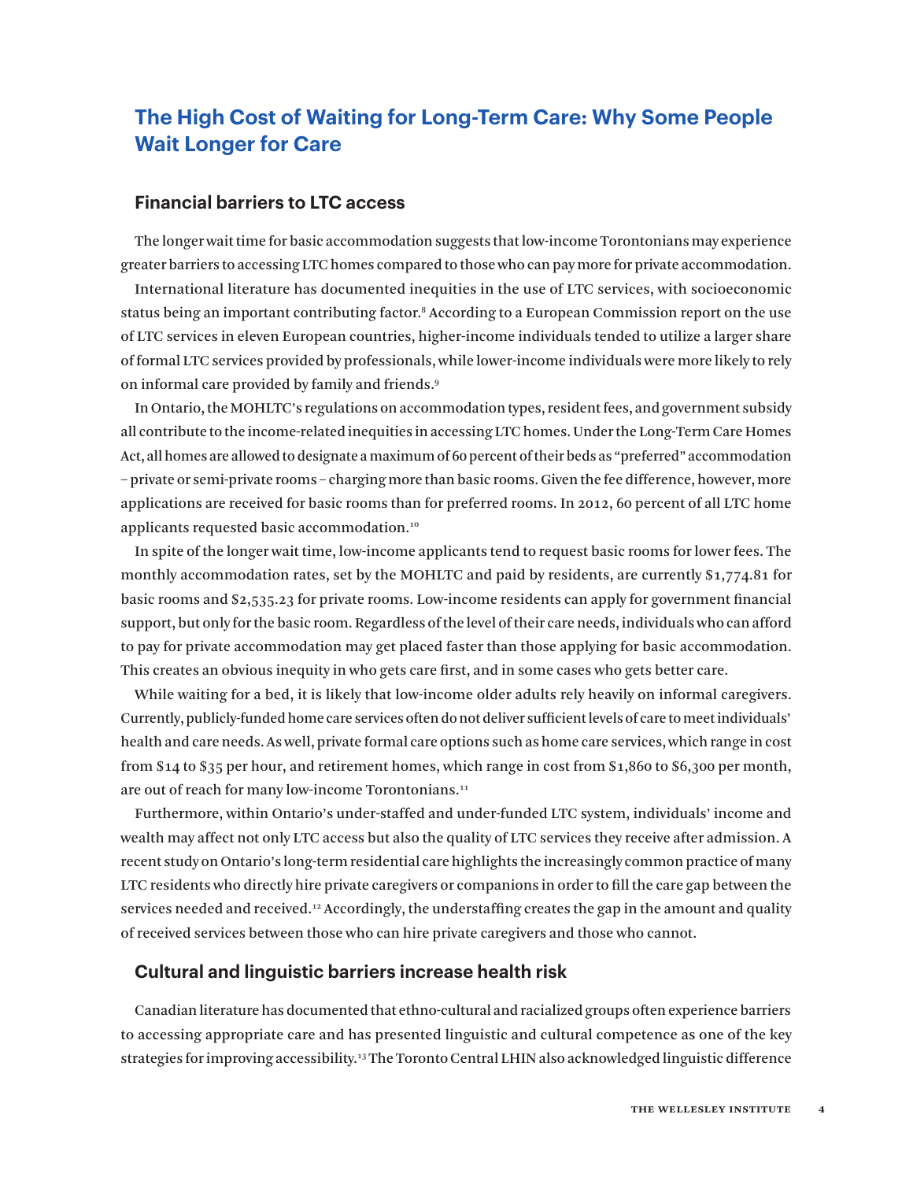## The High Cost of Waiting for Long-Term Care: Why Some People Wait Longer for Care

### Financial barriers to LTC access

The longer wait time for basic accommodation suggests that low-income Torontonians may experience greater barriers to accessing LTC homes compared to those who can pay more for private accommodation.

International literature has documented inequities in the use of LTC services, with socioeconomic status being an important contributing factor.[8] According to a European Commission report on the use of LTC services in eleven European countries, higher-income individuals tended to utilize a larger share of formal LTC services provided by professionals, while lower-income individuals were more likely to rely on informal care provided by family and friends.[9]

In Ontario, the MOHLTC's regulations on accommodation types, resident fees, and government subsidy all contribute to the income-related inequities in accessing LTC homes. Under the Long-Term Care Homes Act, all homes are allowed to designate a maximum of 60 percent of their beds as "preferred" accommodation – private or semi-private rooms – charging more than basic rooms. Given the fee difference, however, more applications are received for basic rooms than for preferred rooms. In 2012, 60 percent of all LTC home applicants requested basic accommodation.[10]

In spite of the longer wait time, low-income applicants tend to request basic rooms for lower fees. The monthly accommodation rates, set by the MOHLTC and paid by residents, are currently $1,774.81 for basic rooms and $2,535.23 for private rooms. Low-income residents can apply for government financial support, but only for the basic room. Regardless of the level of their care needs, individuals who can afford to pay for private accommodation may get placed faster than those applying for basic accommodation. This creates an obvious inequity in who gets care first, and in some cases who gets better care.

While waiting for a bed, it is likely that low-income older adults rely heavily on informal caregivers. Currently, publicly-funded home care services often do not deliver sufficient levels of care to meet individuals' health and care needs. As well, private formal care options such as home care services, which range in cost from $14 to $35 per hour, and retirement homes, which range in cost from $1,860 to $6,300 per month, are out of reach for many low-income Torontonians.[11]

Furthermore, within Ontario's under-staffed and under-funded LTC system, individuals' income and wealth may affect not only LTC access but also the quality of LTC services they receive after admission. A recent study on Ontario's long-term residential care highlights the increasingly common practice of many LTC residents who directly hire private caregivers or companions in order to fill the care gap between the services needed and received.[12] Accordingly, the understaffing creates the gap in the amount and quality of received services between those who can hire private caregivers and those who cannot.

### Cultural and linguistic barriers increase health risk

Canadian literature has documented that ethno-cultural and racialized groups often experience barriers to accessing appropriate care and has presented linguistic and cultural competence as one of the key strategies for improving accessibility.[13] The Toronto Central LHIN also acknowledged linguistic difference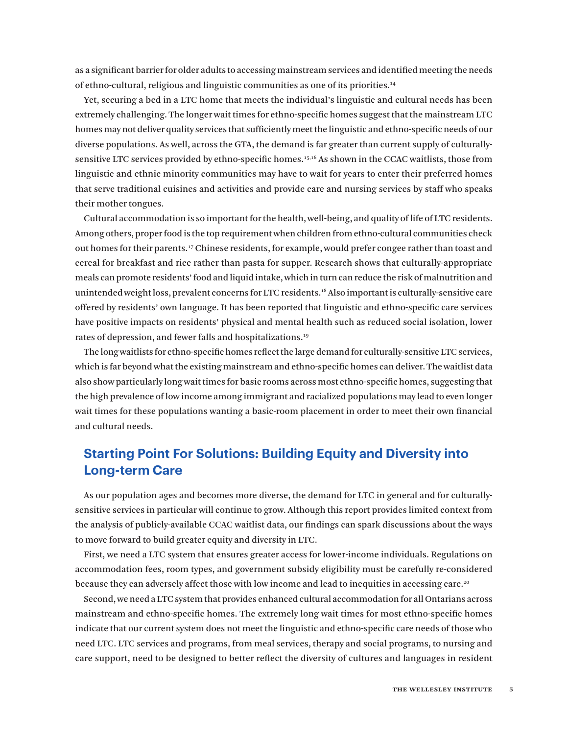as a significant barrier for older adults to accessing mainstream services and identified meeting the needs of ethno-cultural, religious and linguistic communities as one of its priorities.[14]

Yet, securing a bed in a LTC home that meets the individual's linguistic and cultural needs has been extremely challenging. The longer wait times for ethno-specific homes suggest that the mainstream LTC homes may not deliver quality services that sufficiently meet the linguistic and ethno-specific needs of our diverse populations. As well, across the GTA, the demand is far greater than current supply of culturally-sensitive LTC services provided by ethno-specific homes.[15,16] As shown in the CCAC waitlists, those from linguistic and ethnic minority communities may have to wait for years to enter their preferred homes that serve traditional cuisines and activities and provide care and nursing services by staff who speaks their mother tongues.

Cultural accommodation is so important for the health, well-being, and quality of life of LTC residents. Among others, proper food is the top requirement when children from ethno-cultural communities check out homes for their parents.[17] Chinese residents, for example, would prefer congee rather than toast and cereal for breakfast and rice rather than pasta for supper. Research shows that culturally-appropriate meals can promote residents' food and liquid intake, which in turn can reduce the risk of malnutrition and unintended weight loss, prevalent concerns for LTC residents.[18] Also important is culturally-sensitive care offered by residents' own language. It has been reported that linguistic and ethno-specific care services have positive impacts on residents' physical and mental health such as reduced social isolation, lower rates of depression, and fewer falls and hospitalizations.[19]

The long waitlists for ethno-specific homes reflect the large demand for culturally-sensitive LTC services, which is far beyond what the existing mainstream and ethno-specific homes can deliver. The waitlist data also show particularly long wait times for basic rooms across most ethno-specific homes, suggesting that the high prevalence of low income among immigrant and racialized populations may lead to even longer wait times for these populations wanting a basic-room placement in order to meet their own financial and cultural needs.

## Starting Point For Solutions: Building Equity and Diversity into Long-term Care

As our population ages and becomes more diverse, the demand for LTC in general and for culturally-sensitive services in particular will continue to grow. Although this report provides limited context from the analysis of publicly-available CCAC waitlist data, our findings can spark discussions about the ways to move forward to build greater equity and diversity in LTC.

First, we need a LTC system that ensures greater access for lower-income individuals. Regulations on accommodation fees, room types, and government subsidy eligibility must be carefully re-considered because they can adversely affect those with low income and lead to inequities in accessing care.[20]

Second, we need a LTC system that provides enhanced cultural accommodation for all Ontarians across mainstream and ethno-specific homes. The extremely long wait times for most ethno-specific homes indicate that our current system does not meet the linguistic and ethno-specific care needs of those who need LTC. LTC services and programs, from meal services, therapy and social programs, to nursing and care support, need to be designed to better reflect the diversity of cultures and languages in resident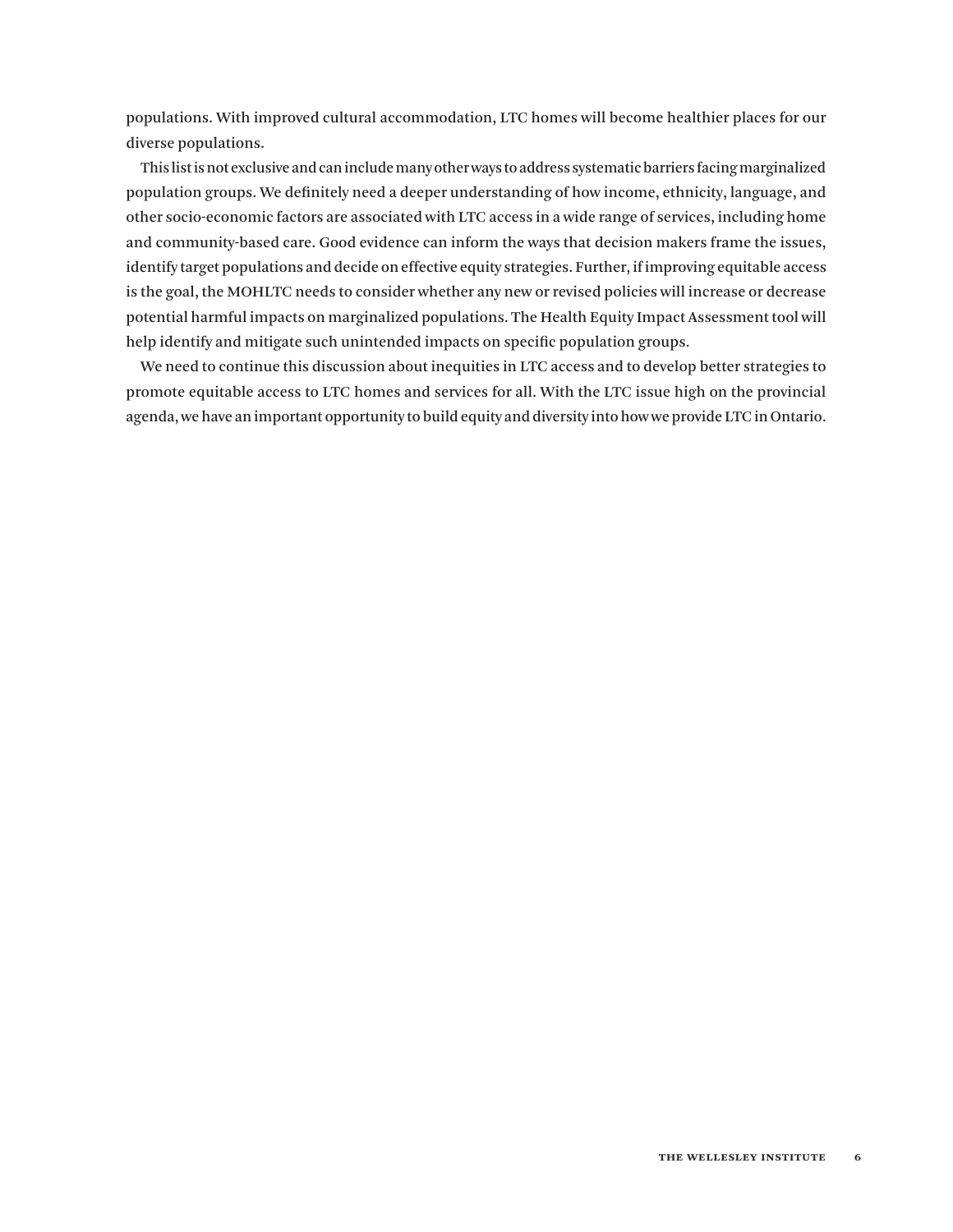populations. With improved cultural accommodation, LTC homes will become healthier places for our diverse populations.

This list is not exclusive and can include many other ways to address systematic barriers facing marginalized population groups. We definitely need a deeper understanding of how income, ethnicity, language, and other socio-economic factors are associated with LTC access in a wide range of services, including home and community-based care. Good evidence can inform the ways that decision makers frame the issues, identify target populations and decide on effective equity strategies. Further, if improving equitable access is the goal, the MOHLTC needs to consider whether any new or revised policies will increase or decrease potential harmful impacts on marginalized populations. The Health Equity Impact Assessment tool will help identify and mitigate such unintended impacts on specific population groups.

We need to continue this discussion about inequities in LTC access and to develop better strategies to promote equitable access to LTC homes and services for all. With the LTC issue high on the provincial agenda, we have an important opportunity to build equity and diversity into how we provide LTC in Ontario.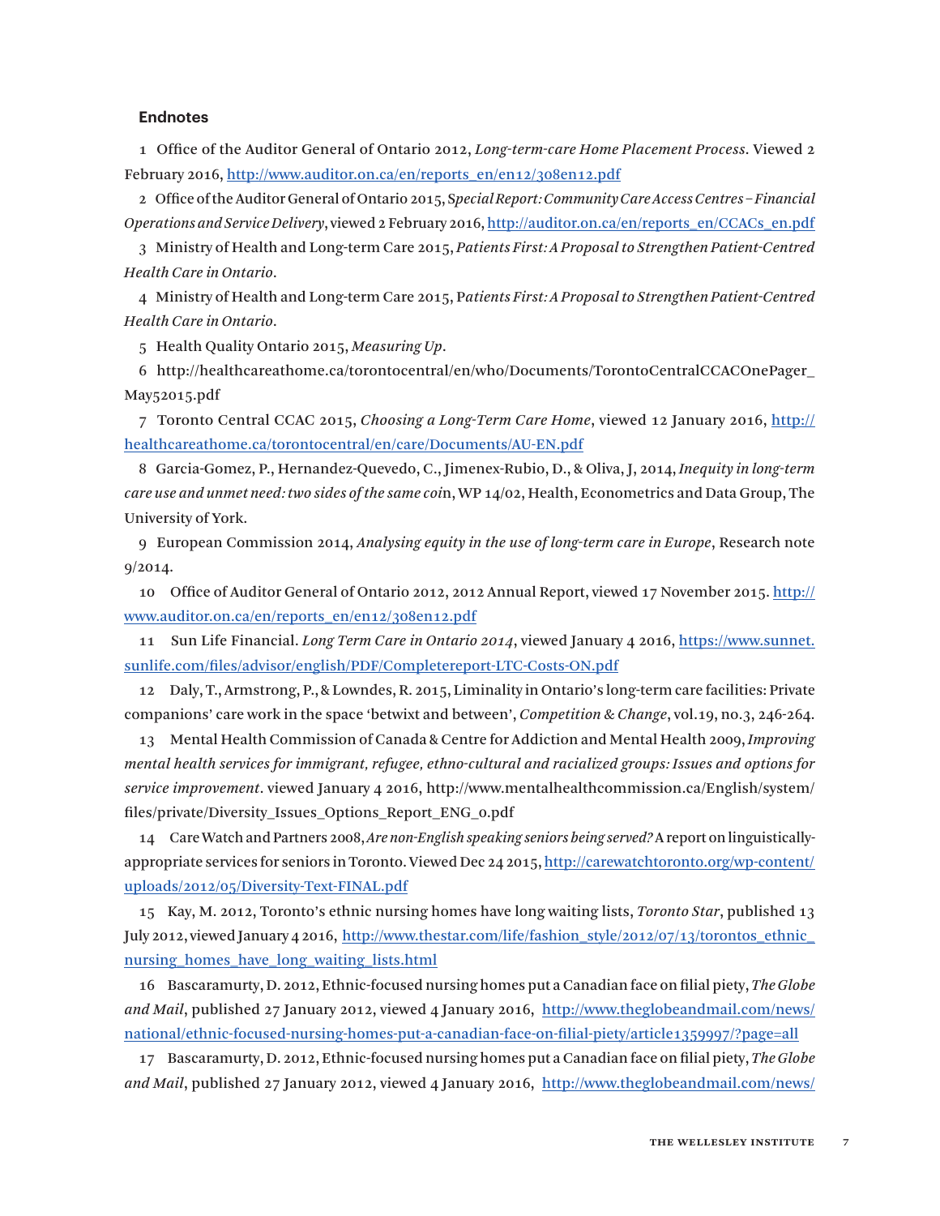### Endnotes

1 Office of the Auditor General of Ontario 2012, *Long-term-care Home Placement Process*. Viewed 2 February 2016, http://www.auditor.on.ca/en/reports_en/en12/308en12.pdf

2 Office of the Auditor General of Ontario 2015, *Special Report: Community Care Access Centres – Financial Operations and Service Delivery*, viewed 2 February 2016, http://auditor.on.ca/en/reports_en/CCACs_en.pdf

3 Ministry of Health and Long-term Care 2015, *Patients First: A Proposal to Strengthen Patient-Centred Health Care in Ontario*.

4 Ministry of Health and Long-term Care 2015, P*atients First: A Proposal to Strengthen Patient-Centred Health Care in Ontario*.

5 Health Quality Ontario 2015, *Measuring Up*.

6 http://healthcareathome.ca/torontocentral/en/who/Documents/TorontoCentralCCACOnePager_May52015.pdf

7 Toronto Central CCAC 2015, *Choosing a Long-Term Care Home*, viewed 12 January 2016, http://healthcareathome.ca/torontocentral/en/care/Documents/AU-EN.pdf

8 Garcia-Gomez, P., Hernandez-Quevedo, C., Jimenex-Rubio, D., & Oliva, J, 2014, *Inequity in long-term care use and unmet need: two sides of the same coi*n, WP 14/02, Health, Econometrics and Data Group, The University of York.

9 European Commission 2014, *Analysing equity in the use of long-term care in Europe*, Research note 9/2014.

10 Office of Auditor General of Ontario 2012, 2012 Annual Report, viewed 17 November 2015. http://www.auditor.on.ca/en/reports_en/en12/308en12.pdf

11 Sun Life Financial. *Long Term Care in Ontario 2014*, viewed January 4 2016, https://www.sunnet.sunlife.com/files/advisor/english/PDF/Completereport-LTC-Costs-ON.pdf

12 Daly, T., Armstrong, P., & Lowndes, R. 2015, Liminality in Ontario's long-term care facilities: Private companions' care work in the space 'betwixt and between', *Competition & Change*, vol.19, no.3, 246-264.

13 Mental Health Commission of Canada & Centre for Addiction and Mental Health 2009, *Improving mental health services for immigrant, refugee, ethno-cultural and racialized groups: Issues and options for service improvement*. viewed January 4 2016, http://www.mentalhealthcommission.ca/English/system/files/private/Diversity_Issues_Options_Report_ENG_0.pdf

14 Care Watch and Partners 2008, *Are non-English speaking seniors being served?* A report on linguistically-appropriate services for seniors in Toronto. Viewed Dec 24 2015, http://carewatchtoronto.org/wp-content/uploads/2012/05/Diversity-Text-FINAL.pdf

15 Kay, M. 2012, Toronto's ethnic nursing homes have long waiting lists, *Toronto Star*, published 13 July 2012, viewed January 4 2016, http://www.thestar.com/life/fashion_style/2012/07/13/torontos_ethnic_nursing_homes_have_long_waiting_lists.html

16 Bascaramurty, D. 2012, Ethnic-focused nursing homes put a Canadian face on filial piety, *The Globe and Mail*, published 27 January 2012, viewed 4 January 2016, http://www.theglobeandmail.com/news/national/ethnic-focused-nursing-homes-put-a-canadian-face-on-filial-piety/article1359997/?page=all

17 Bascaramurty, D. 2012, Ethnic-focused nursing homes put a Canadian face on filial piety, *The Globe and Mail*, published 27 January 2012, viewed 4 January 2016, http://www.theglobeandmail.com/news/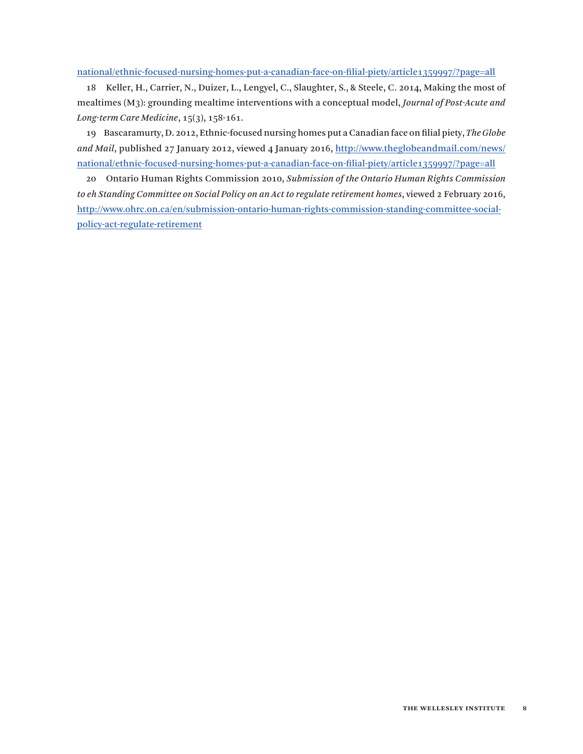national/ethnic-focused-nursing-homes-put-a-canadian-face-on-filial-piety/article1359997/?page=all

18 Keller, H., Carrier, N., Duizer, L., Lengyel, C., Slaughter, S., & Steele, C. 2014, Making the most of mealtimes (M3): grounding mealtime interventions with a conceptual model, *Journal of Post-Acute and Long-term Care Medicine*, 15(3), 158-161.

19 Bascaramurty, D. 2012, Ethnic-focused nursing homes put a Canadian face on filial piety, *The Globe and Mail*, published 27 January 2012, viewed 4 January 2016, http://www.theglobeandmail.com/news/national/ethnic-focused-nursing-homes-put-a-canadian-face-on-filial-piety/article1359997/?page=all

20 Ontario Human Rights Commission 2010, *Submission of the Ontario Human Rights Commission to eh Standing Committee on Social Policy on an Act to regulate retirement homes*, viewed 2 February 2016, http://www.ohrc.on.ca/en/submission-ontario-human-rights-commission-standing-committee-social-policy-act-regulate-retirement